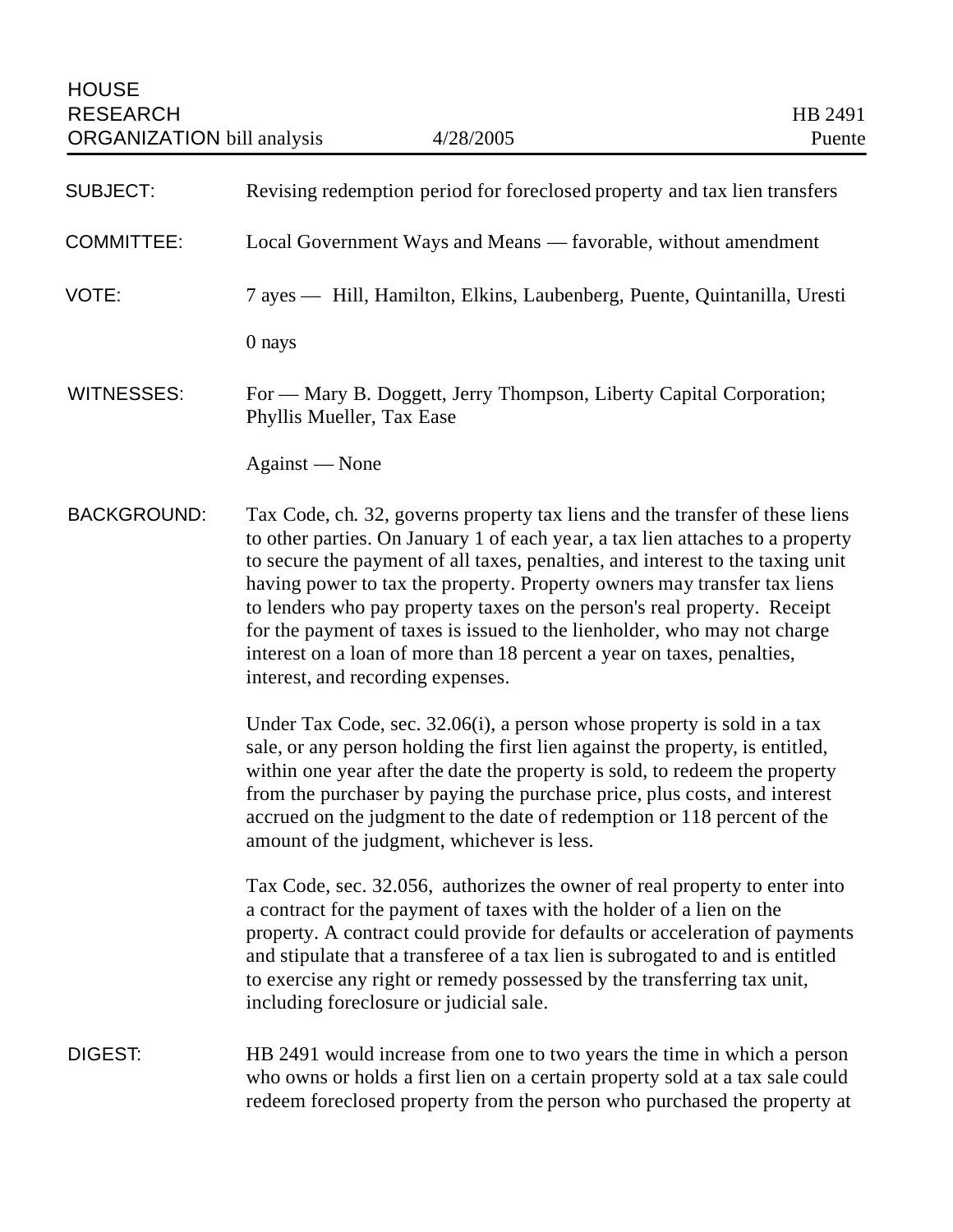HOUSE RESEARCH ORGANIZATION bill analysis — 4/28/2005 — HB 2491 — Puente

| | |
|---|---|
| SUBJECT: | Revising redemption period for foreclosed property and tax lien transfers |
| COMMITTEE: | Local Government Ways and Means — favorable, without amendment |
| VOTE: | 7 ayes — Hill, Hamilton, Elkins, Laubenberg, Puente, Quintanilla, Uresti<br><br>0 nays |
| WITNESSES: | For — Mary B. Doggett, Jerry Thompson, Liberty Capital Corporation; Phyllis Mueller, Tax Ease<br><br>Against — None |

**BACKGROUND:**

Tax Code, ch. 32, governs property tax liens and the transfer of these liens to other parties. On January 1 of each year, a tax lien attaches to a property to secure the payment of all taxes, penalties, and interest to the taxing unit having power to tax the property. Property owners may transfer tax liens to lenders who pay property taxes on the person's real property. Receipt for the payment of taxes is issued to the lienholder, who may not charge interest on a loan of more than 18 percent a year on taxes, penalties, interest, and recording expenses.

Under Tax Code, sec. 32.06(i), a person whose property is sold in a tax sale, or any person holding the first lien against the property, is entitled, within one year after the date the property is sold, to redeem the property from the purchaser by paying the purchase price, plus costs, and interest accrued on the judgment to the date of redemption or 118 percent of the amount of the judgment, whichever is less.

Tax Code, sec. 32.056, authorizes the owner of real property to enter into a contract for the payment of taxes with the holder of a lien on the property. A contract could provide for defaults or acceleration of payments and stipulate that a transferee of a tax lien is subrogated to and is entitled to exercise any right or remedy possessed by the transferring tax unit, including foreclosure or judicial sale.

**DIGEST:**

HB 2491 would increase from one to two years the time in which a person who owns or holds a first lien on a certain property sold at a tax sale could redeem foreclosed property from the person who purchased the property at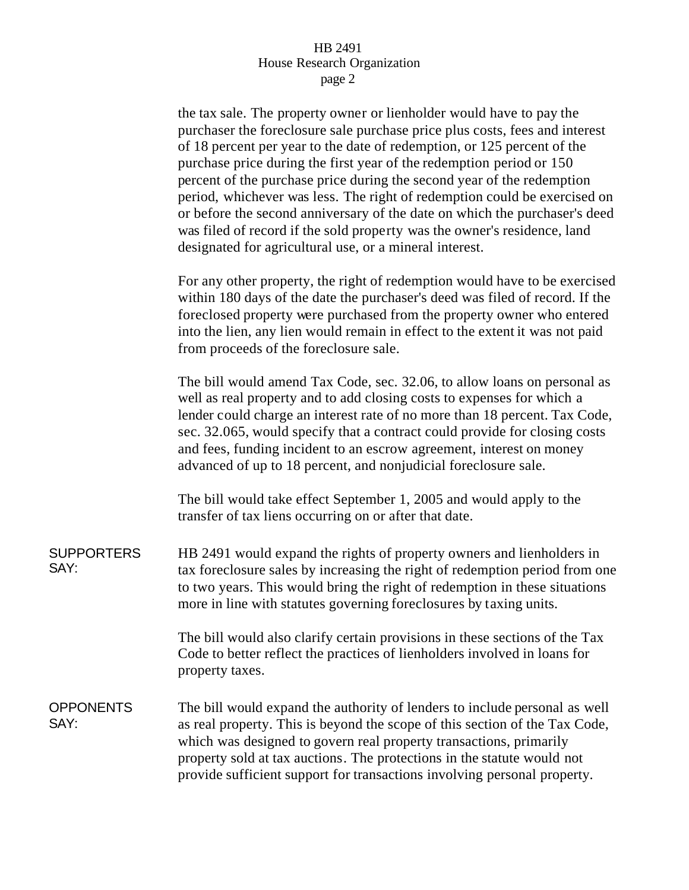the tax sale. The property owner or lienholder would have to pay the purchaser the foreclosure sale purchase price plus costs, fees and interest of 18 percent per year to the date of redemption, or 125 percent of the purchase price during the first year of the redemption period or 150 percent of the purchase price during the second year of the redemption period, whichever was less. The right of redemption could be exercised on or before the second anniversary of the date on which the purchaser's deed was filed of record if the sold property was the owner's residence, land designated for agricultural use, or a mineral interest.

For any other property, the right of redemption would have to be exercised within 180 days of the date the purchaser's deed was filed of record. If the foreclosed property were purchased from the property owner who entered into the lien, any lien would remain in effect to the extent it was not paid from proceeds of the foreclosure sale.

The bill would amend Tax Code, sec. 32.06, to allow loans on personal as well as real property and to add closing costs to expenses for which a lender could charge an interest rate of no more than 18 percent. Tax Code, sec. 32.065, would specify that a contract could provide for closing costs and fees, funding incident to an escrow agreement, interest on money advanced of up to 18 percent, and nonjudicial foreclosure sale.

The bill would take effect September 1, 2005 and would apply to the transfer of tax liens occurring on or after that date.

**SUPPORTERS SAY:**

HB 2491 would expand the rights of property owners and lienholders in tax foreclosure sales by increasing the right of redemption period from one to two years. This would bring the right of redemption in these situations more in line with statutes governing foreclosures by taxing units.

The bill would also clarify certain provisions in these sections of the Tax Code to better reflect the practices of lienholders involved in loans for property taxes.

**OPPONENTS SAY:**

The bill would expand the authority of lenders to include personal as well as real property. This is beyond the scope of this section of the Tax Code, which was designed to govern real property transactions, primarily property sold at tax auctions. The protections in the statute would not provide sufficient support for transactions involving personal property.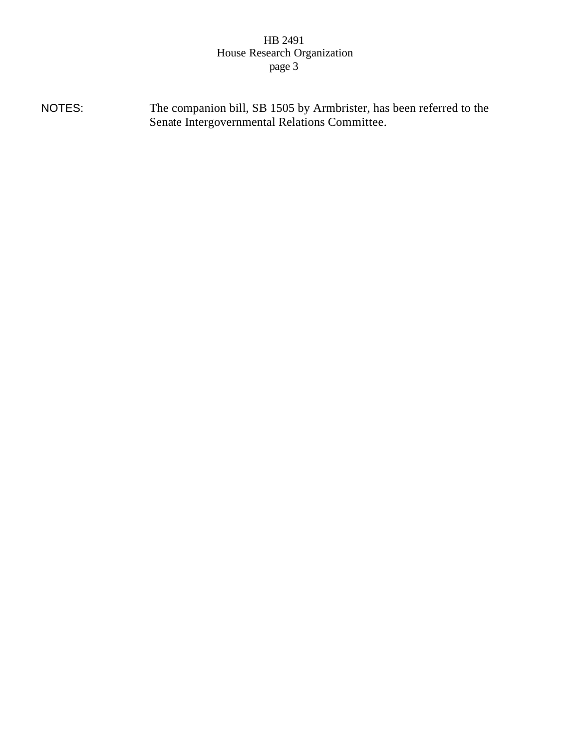NOTES: The companion bill, SB 1505 by Armbrister, has been referred to the Senate Intergovernmental Relations Committee.